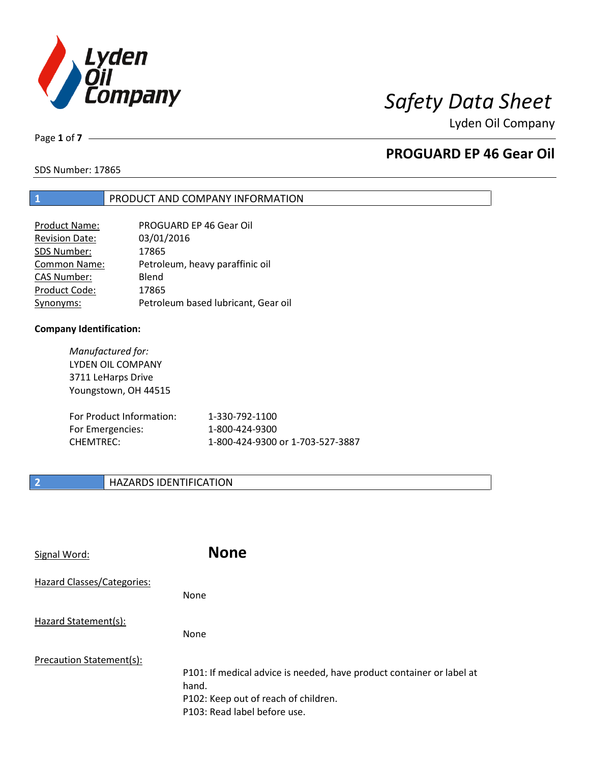# Safety Data Sheet

Lyden Oil Company

## PROGUARD EP 46 Gear Oil

SDS Number: 17865

## 1 PRODUCT AND COMPANY INFORMATION

| | |
|---|---|
| Product Name: | PROGUARD EP 46 Gear Oil |
| Revision Date: | 03/01/2016 |
| SDS Number: | 17865 |
| Common Name: | Petroleum, heavy paraffinic oil |
| CAS Number: | Blend |
| Product Code: | 17865 |
| Synonyms: | Petroleum based lubricant, Gear oil |

**Company Identification:**

*Manufactured for:*
LYDEN OIL COMPANY
3711 LeHarps Drive
Youngstown, OH 44515

| | |
|---|---|
| For Product Information: | 1-330-792-1100 |
| For Emergencies: | 1-800-424-9300 |
| CHEMTREC: | 1-800-424-9300 or 1-703-527-3887 |

## 2 HAZARDS IDENTIFICATION

Signal Word: **None**

Hazard Classes/Categories:

None

Hazard Statement(s):

None

Precaution Statement(s):

P101: If medical advice is needed, have product container or label at hand.
P102: Keep out of reach of children.
P103: Read label before use.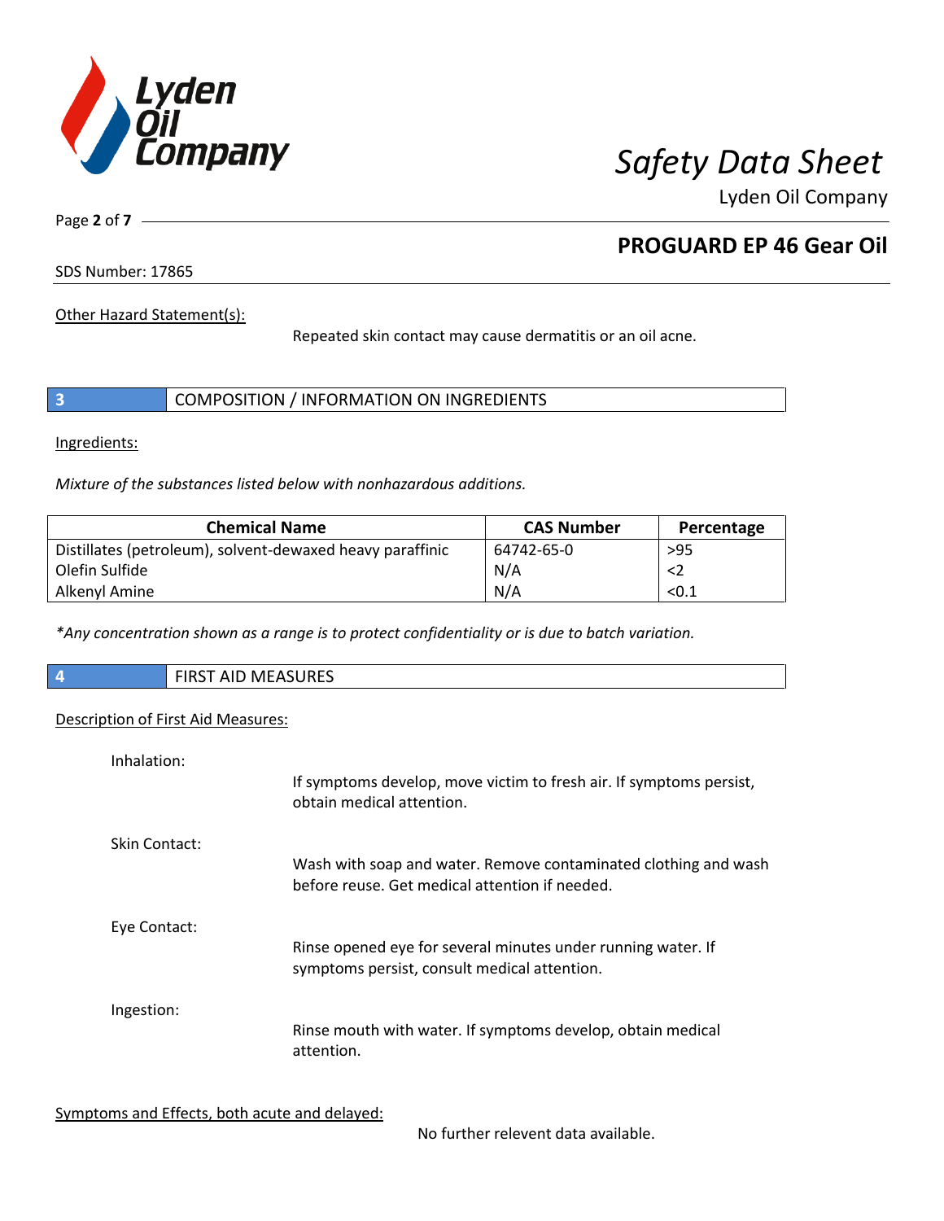Other Hazard Statement(s):

Repeated skin contact may cause dermatitis or an oil acne.

## 3 COMPOSITION / INFORMATION ON INGREDIENTS

Ingredients:

*Mixture of the substances listed below with nonhazardous additions.*

| Chemical Name | CAS Number | Percentage |
|---|---|---|
| Distillates (petroleum), solvent-dewaxed heavy paraffinic | 64742-65-0 | >95 |
| Olefin Sulfide | N/A | <2 |
| Alkenyl Amine | N/A | <0.1 |

*\*Any concentration shown as a range is to protect confidentiality or is due to batch variation.*

## 4 FIRST AID MEASURES

Description of First Aid Measures:

Inhalation:

If symptoms develop, move victim to fresh air. If symptoms persist, obtain medical attention.

Skin Contact:

Wash with soap and water. Remove contaminated clothing and wash before reuse. Get medical attention if needed.

Eye Contact:

Rinse opened eye for several minutes under running water. If symptoms persist, consult medical attention.

Ingestion:

Rinse mouth with water. If symptoms develop, obtain medical attention.

Symptoms and Effects, both acute and delayed:

No further relevent data available.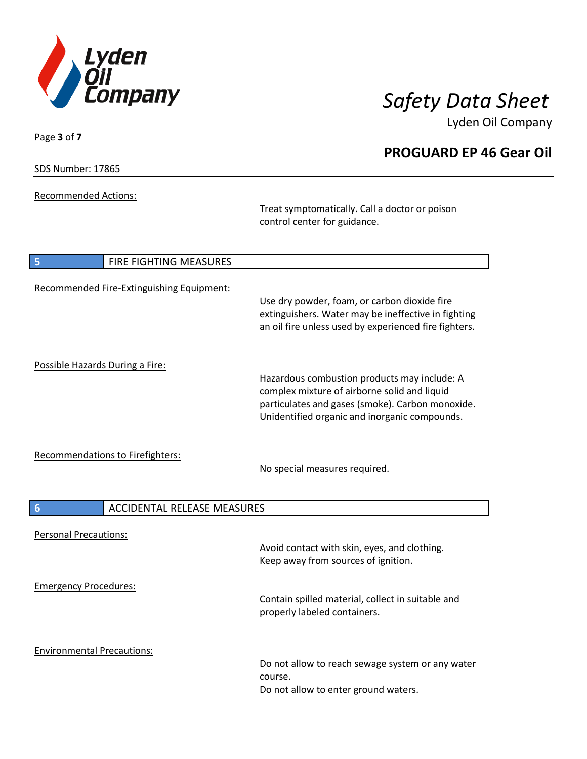Recommended Actions:

Treat symptomatically. Call a doctor or poison control center for guidance.

## 5 FIRE FIGHTING MEASURES

Recommended Fire-Extinguishing Equipment:

Use dry powder, foam, or carbon dioxide fire extinguishers. Water may be ineffective in fighting an oil fire unless used by experienced fire fighters.

Possible Hazards During a Fire:

Hazardous combustion products may include: A complex mixture of airborne solid and liquid particulates and gases (smoke). Carbon monoxide. Unidentified organic and inorganic compounds.

Recommendations to Firefighters:

No special measures required.

## 6 ACCIDENTAL RELEASE MEASURES

Personal Precautions:

Avoid contact with skin, eyes, and clothing.
Keep away from sources of ignition.

Emergency Procedures:

Contain spilled material, collect in suitable and properly labeled containers.

Environmental Precautions:

Do not allow to reach sewage system or any water course.
Do not allow to enter ground waters.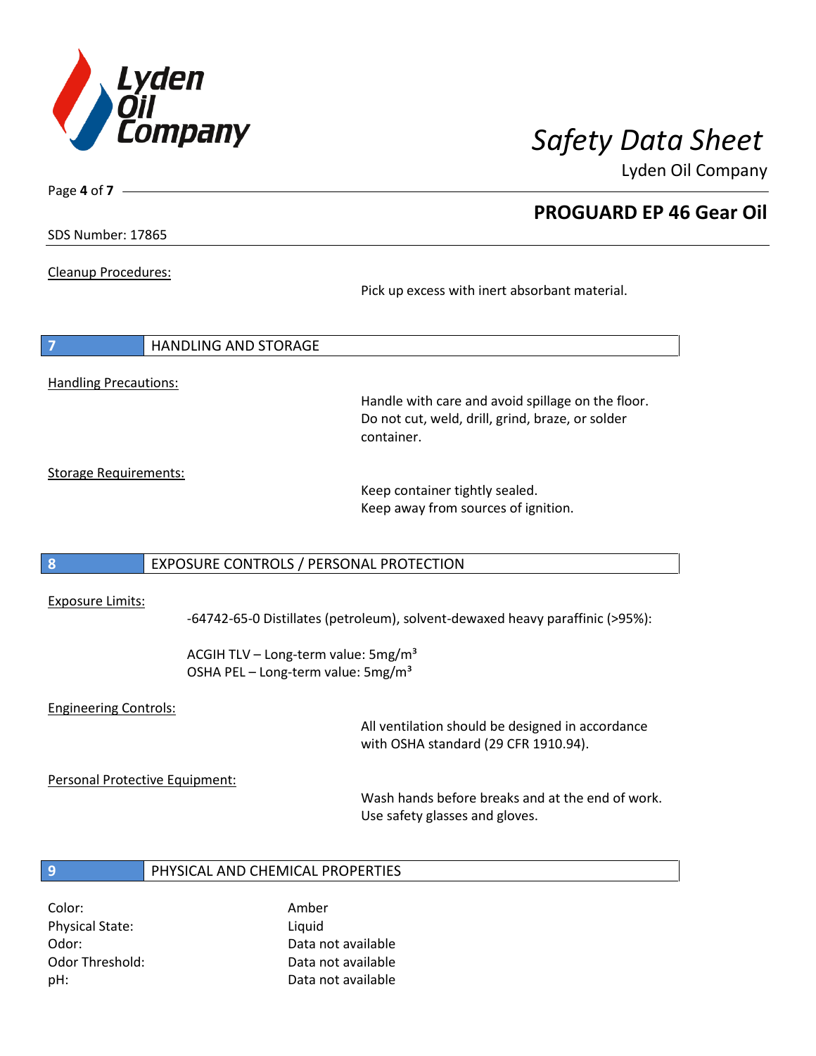SDS Number: 17865

Cleanup Procedures:

Pick up excess with inert absorbant material.

## 7 HANDLING AND STORAGE

Handling Precautions:

Handle with care and avoid spillage on the floor. Do not cut, weld, drill, grind, braze, or solder container.

Storage Requirements:

Keep container tightly sealed.
Keep away from sources of ignition.

## 8 EXPOSURE CONTROLS / PERSONAL PROTECTION

Exposure Limits:

-64742-65-0 Distillates (petroleum), solvent-dewaxed heavy paraffinic (>95%):

ACGIH TLV – Long-term value: 5mg/m³
OSHA PEL – Long-term value: 5mg/m³

Engineering Controls:

All ventilation should be designed in accordance with OSHA standard (29 CFR 1910.94).

Personal Protective Equipment:

Wash hands before breaks and at the end of work.
Use safety glasses and gloves.

## 9 PHYSICAL AND CHEMICAL PROPERTIES

| | |
|---|---|
| Color: | Amber |
| Physical State: | Liquid |
| Odor: | Data not available |
| Odor Threshold: | Data not available |
| pH: | Data not available |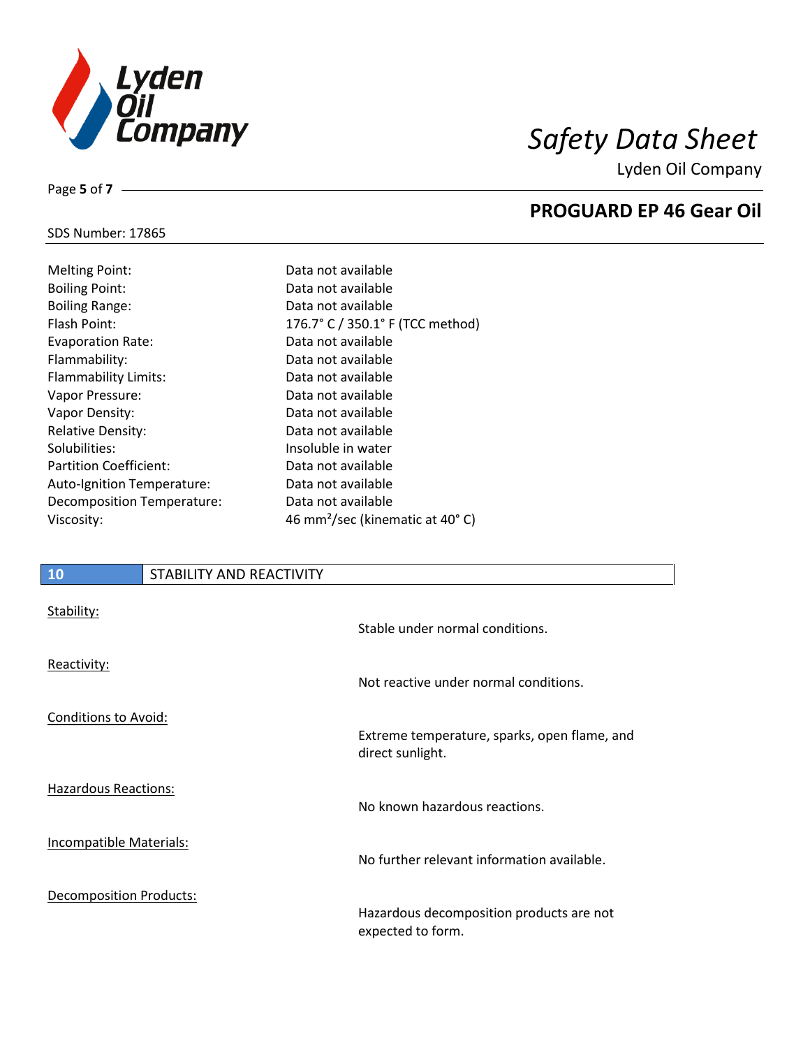| | |
|---|---|
| Melting Point: | Data not available |
| Boiling Point: | Data not available |
| Boiling Range: | Data not available |
| Flash Point: | 176.7° C / 350.1° F (TCC method) |
| Evaporation Rate: | Data not available |
| Flammability: | Data not available |
| Flammability Limits: | Data not available |
| Vapor Pressure: | Data not available |
| Vapor Density: | Data not available |
| Relative Density: | Data not available |
| Solubilities: | Insoluble in water |
| Partition Coefficient: | Data not available |
| Auto-Ignition Temperature: | Data not available |
| Decomposition Temperature: | Data not available |
| Viscosity: | 46 $mm^2$/sec (kinematic at 40° C) |

## 10 STABILITY AND REACTIVITY

**Stability:**

Stable under normal conditions.

**Reactivity:**

Not reactive under normal conditions.

**Conditions to Avoid:**

Extreme temperature, sparks, open flame, and direct sunlight.

**Hazardous Reactions:**

No known hazardous reactions.

**Incompatible Materials:**

No further relevant information available.

**Decomposition Products:**

Hazardous decomposition products are not expected to form.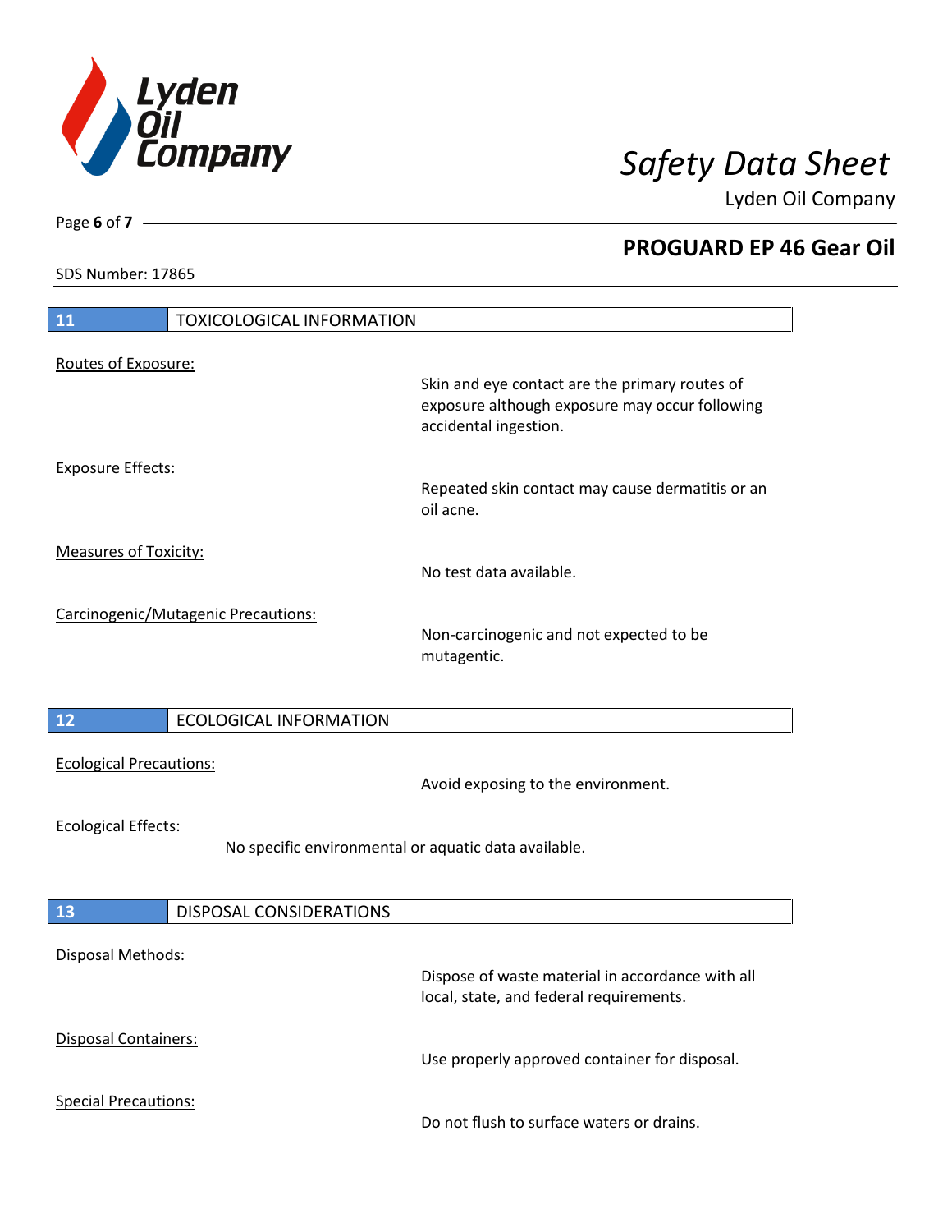## 11 TOXICOLOGICAL INFORMATION

Routes of Exposure:

Skin and eye contact are the primary routes of exposure although exposure may occur following accidental ingestion.

Exposure Effects:

Repeated skin contact may cause dermatitis or an oil acne.

Measures of Toxicity:

No test data available.

Carcinogenic/Mutagenic Precautions:

Non-carcinogenic and not expected to be mutagentic.

## 12 ECOLOGICAL INFORMATION

Ecological Precautions:

Avoid exposing to the environment.

Ecological Effects:

No specific environmental or aquatic data available.

## 13 DISPOSAL CONSIDERATIONS

Disposal Methods:

Dispose of waste material in accordance with all local, state, and federal requirements.

Disposal Containers:

Use properly approved container for disposal.

Special Precautions:

Do not flush to surface waters or drains.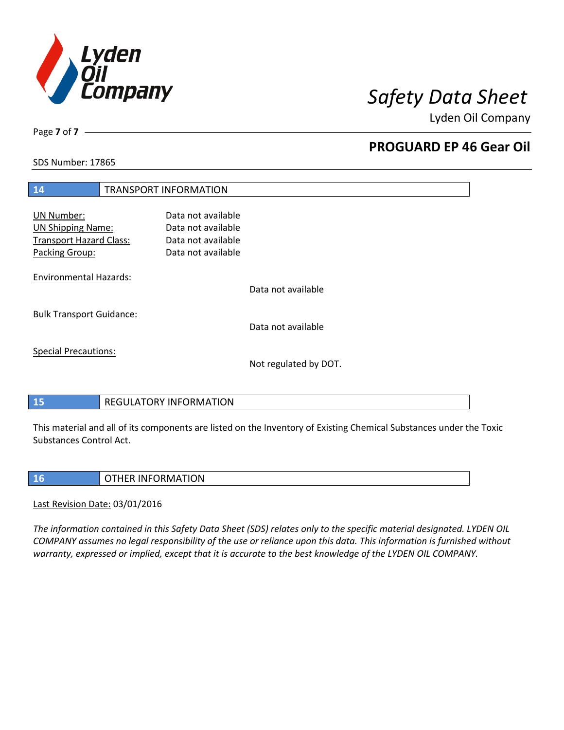## 14 TRANSPORT INFORMATION

| | |
|---|---|
| UN Number: | Data not available |
| UN Shipping Name: | Data not available |
| Transport Hazard Class: | Data not available |
| Packing Group: | Data not available |

Environmental Hazards:

Data not available

Bulk Transport Guidance:

Data not available

Special Precautions:

Not regulated by DOT.

## 15 REGULATORY INFORMATION

This material and all of its components are listed on the Inventory of Existing Chemical Substances under the Toxic Substances Control Act.

## 16 OTHER INFORMATION

Last Revision Date: 03/01/2016

*The information contained in this Safety Data Sheet (SDS) relates only to the specific material designated. LYDEN OIL COMPANY assumes no legal responsibility of the use or reliance upon this data. This information is furnished without warranty, expressed or implied, except that it is accurate to the best knowledge of the LYDEN OIL COMPANY.*